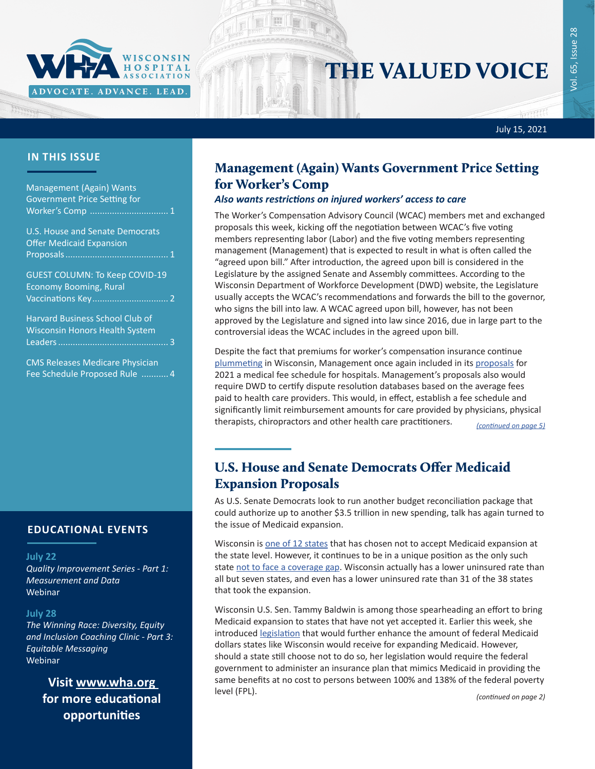# THE VALUED VOICE

WISCONSIN HOSPITAL ASSOCIATION

ADVOCATE. ADVANCE. LEAD.

July 15, 2021

## IN THIS ISSUE

Management (Again) Wants Government Price Setting for Worker's Comp ................................ 1

U.S. House and Senate Democrats Offer Medicaid Expansion Proposals .......................................... 1

GUEST COLUMN: To Keep COVID-19 Economy Booming, Rural Vaccinations Key .............................. 2

Harvard Business School Club of Wisconsin Honors Health System Leaders ............................................. 3

CMS Releases Medicare Physician Fee Schedule Proposed Rule ........... 4

## EDUCATIONAL EVENTS

**July 22**
*Quality Improvement Series - Part 1: Measurement and Data*
Webinar

**July 28**
*The Winning Race: Diversity, Equity and Inclusion Coaching Clinic - Part 3: Equitable Messaging*
Webinar

**Visit www.wha.org for more educational opportunities**

## Management (Again) Wants Government Price Setting for Worker's Comp

***Also wants restrictions on injured workers' access to care***

The Worker's Compensation Advisory Council (WCAC) members met and exchanged proposals this week, kicking off the negotiation between WCAC's five voting members representing labor (Labor) and the five voting members representing management (Management) that is expected to result in what is often called the "agreed upon bill." After introduction, the agreed upon bill is considered in the Legislature by the assigned Senate and Assembly committees. According to the Wisconsin Department of Workforce Development (DWD) website, the Legislature usually accepts the WCAC's recommendations and forwards the bill to the governor, who signs the bill into law. A WCAC agreed upon bill, however, has not been approved by the Legislature and signed into law since 2016, due in large part to the controversial ideas the WCAC includes in the agreed upon bill.

Despite the fact that premiums for worker's compensation insurance continue plummeting in Wisconsin, Management once again included in its proposals for 2021 a medical fee schedule for hospitals. Management's proposals also would require DWD to certify dispute resolution databases based on the average fees paid to health care providers. This would, in effect, establish a fee schedule and significantly limit reimbursement amounts for care provided by physicians, physical therapists, chiropractors and other health care practitioners. *(continued on page 5)*

## U.S. House and Senate Democrats Offer Medicaid Expansion Proposals

As U.S. Senate Democrats look to run another budget reconciliation package that could authorize up to another $3.5 trillion in new spending, talk has again turned to the issue of Medicaid expansion.

Wisconsin is one of 12 states that has chosen not to accept Medicaid expansion at the state level. However, it continues to be in a unique position as the only such state not to face a coverage gap. Wisconsin actually has a lower uninsured rate than all but seven states, and even has a lower uninsured rate than 31 of the 38 states that took the expansion.

Wisconsin U.S. Sen. Tammy Baldwin is among those spearheading an effort to bring Medicaid expansion to states that have not yet accepted it. Earlier this week, she introduced legislation that would further enhance the amount of federal Medicaid dollars states like Wisconsin would receive for expanding Medicaid. However, should a state still choose not to do so, her legislation would require the federal government to administer an insurance plan that mimics Medicaid in providing the same benefits at no cost to persons between 100% and 138% of the federal poverty level (FPL). *(continued on page 2)*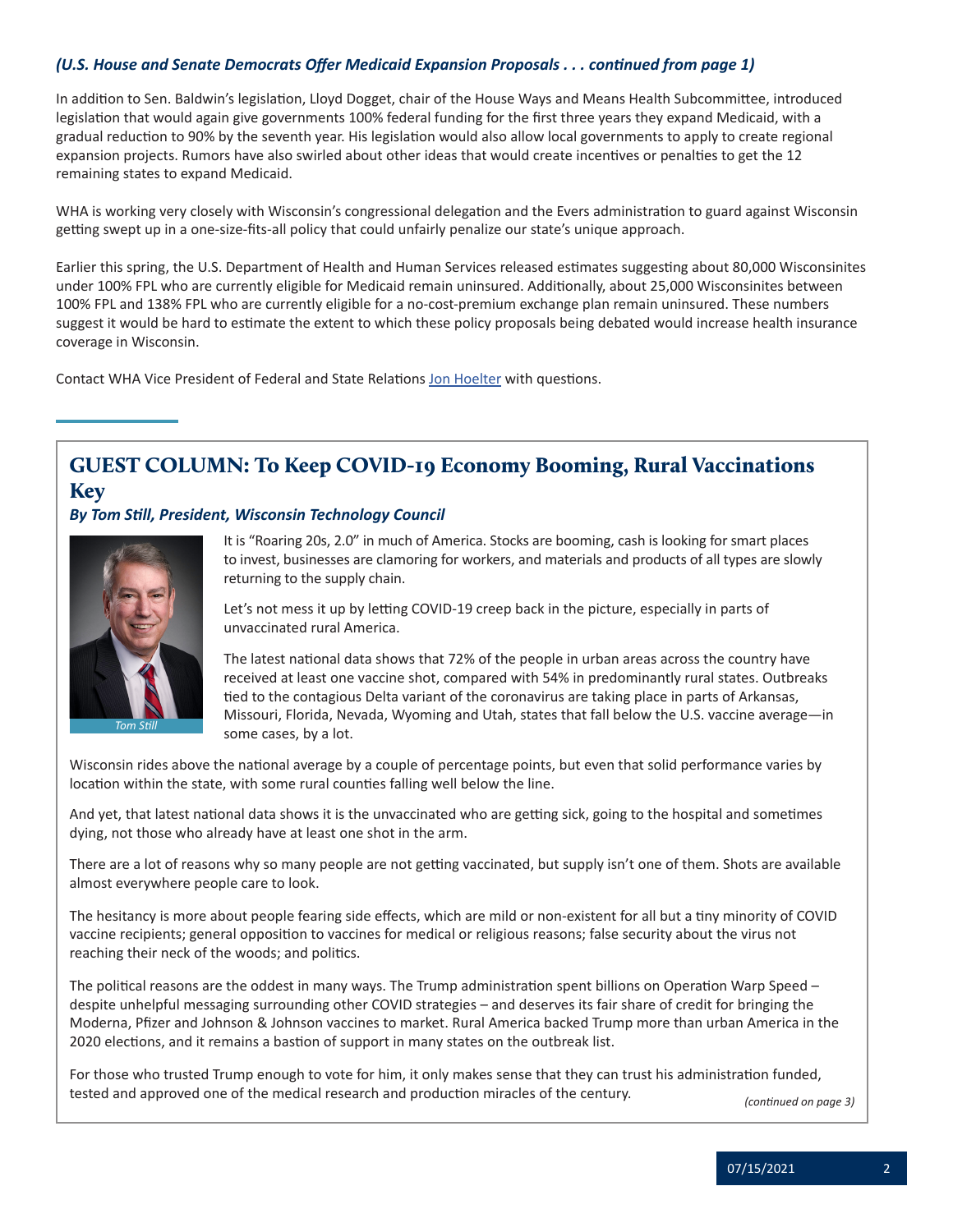*(U.S. House and Senate Democrats Offer Medicaid Expansion Proposals . . . continued from page 1)*

In addition to Sen. Baldwin's legislation, Lloyd Dogget, chair of the House Ways and Means Health Subcommittee, introduced legislation that would again give governments 100% federal funding for the first three years they expand Medicaid, with a gradual reduction to 90% by the seventh year. His legislation would also allow local governments to apply to create regional expansion projects. Rumors have also swirled about other ideas that would create incentives or penalties to get the 12 remaining states to expand Medicaid.

WHA is working very closely with Wisconsin's congressional delegation and the Evers administration to guard against Wisconsin getting swept up in a one-size-fits-all policy that could unfairly penalize our state's unique approach.

Earlier this spring, the U.S. Department of Health and Human Services released estimates suggesting about 80,000 Wisconsinites under 100% FPL who are currently eligible for Medicaid remain uninsured. Additionally, about 25,000 Wisconsinites between 100% FPL and 138% FPL who are currently eligible for a no-cost-premium exchange plan remain uninsured. These numbers suggest it would be hard to estimate the extent to which these policy proposals being debated would increase health insurance coverage in Wisconsin.

Contact WHA Vice President of Federal and State Relations Jon Hoelter with questions.

## GUEST COLUMN: To Keep COVID-19 Economy Booming, Rural Vaccinations Key

***By Tom Still, President, Wisconsin Technology Council***

Tom Still

It is "Roaring 20s, 2.0" in much of America. Stocks are booming, cash is looking for smart places to invest, businesses are clamoring for workers, and materials and products of all types are slowly returning to the supply chain.

Let's not mess it up by letting COVID-19 creep back in the picture, especially in parts of unvaccinated rural America.

The latest national data shows that 72% of the people in urban areas across the country have received at least one vaccine shot, compared with 54% in predominantly rural states. Outbreaks tied to the contagious Delta variant of the coronavirus are taking place in parts of Arkansas, Missouri, Florida, Nevada, Wyoming and Utah, states that fall below the U.S. vaccine average—in some cases, by a lot.

Wisconsin rides above the national average by a couple of percentage points, but even that solid performance varies by location within the state, with some rural counties falling well below the line.

And yet, that latest national data shows it is the unvaccinated who are getting sick, going to the hospital and sometimes dying, not those who already have at least one shot in the arm.

There are a lot of reasons why so many people are not getting vaccinated, but supply isn't one of them. Shots are available almost everywhere people care to look.

The hesitancy is more about people fearing side effects, which are mild or non-existent for all but a tiny minority of COVID vaccine recipients; general opposition to vaccines for medical or religious reasons; false security about the virus not reaching their neck of the woods; and politics.

The political reasons are the oddest in many ways. The Trump administration spent billions on Operation Warp Speed – despite unhelpful messaging surrounding other COVID strategies – and deserves its fair share of credit for bringing the Moderna, Pfizer and Johnson & Johnson vaccines to market. Rural America backed Trump more than urban America in the 2020 elections, and it remains a bastion of support in many states on the outbreak list.

For those who trusted Trump enough to vote for him, it only makes sense that they can trust his administration funded, tested and approved one of the medical research and production miracles of the century.

*(continued on page 3)*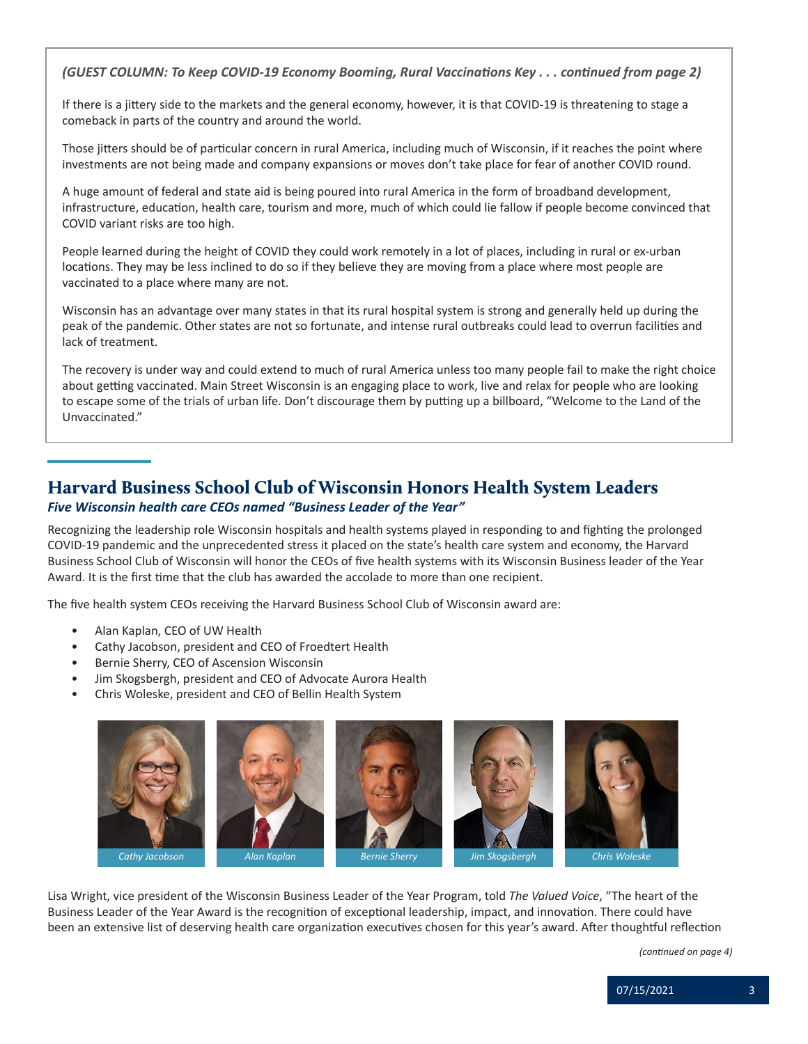*(GUEST COLUMN: To Keep COVID-19 Economy Booming, Rural Vaccinations Key . . . continued from page 2)*

If there is a jittery side to the markets and the general economy, however, it is that COVID-19 is threatening to stage a comeback in parts of the country and around the world.

Those jitters should be of particular concern in rural America, including much of Wisconsin, if it reaches the point where investments are not being made and company expansions or moves don't take place for fear of another COVID round.

A huge amount of federal and state aid is being poured into rural America in the form of broadband development, infrastructure, education, health care, tourism and more, much of which could lie fallow if people become convinced that COVID variant risks are too high.

People learned during the height of COVID they could work remotely in a lot of places, including in rural or ex-urban locations. They may be less inclined to do so if they believe they are moving from a place where most people are vaccinated to a place where many are not.

Wisconsin has an advantage over many states in that its rural hospital system is strong and generally held up during the peak of the pandemic. Other states are not so fortunate, and intense rural outbreaks could lead to overrun facilities and lack of treatment.

The recovery is under way and could extend to much of rural America unless too many people fail to make the right choice about getting vaccinated. Main Street Wisconsin is an engaging place to work, live and relax for people who are looking to escape some of the trials of urban life. Don't discourage them by putting up a billboard, "Welcome to the Land of the Unvaccinated."

## Harvard Business School Club of Wisconsin Honors Health System Leaders

***Five Wisconsin health care CEOs named "Business Leader of the Year"***

Recognizing the leadership role Wisconsin hospitals and health systems played in responding to and fighting the prolonged COVID-19 pandemic and the unprecedented stress it placed on the state's health care system and economy, the Harvard Business School Club of Wisconsin will honor the CEOs of five health systems with its Wisconsin Business leader of the Year Award. It is the first time that the club has awarded the accolade to more than one recipient.

The five health system CEOs receiving the Harvard Business School Club of Wisconsin award are:

- Alan Kaplan, CEO of UW Health
- Cathy Jacobson, president and CEO of Froedtert Health
- Bernie Sherry, CEO of Ascension Wisconsin
- Jim Skogsbergh, president and CEO of Advocate Aurora Health
- Chris Woleske, president and CEO of Bellin Health System

*Cathy Jacobson* *Alan Kaplan* *Bernie Sherry* *Jim Skogsbergh* *Chris Woleske*

Lisa Wright, vice president of the Wisconsin Business Leader of the Year Program, told *The Valued Voice*, "The heart of the Business Leader of the Year Award is the recognition of exceptional leadership, impact, and innovation. There could have been an extensive list of deserving health care organization executives chosen for this year's award. After thoughtful reflection

*(continued on page 4)*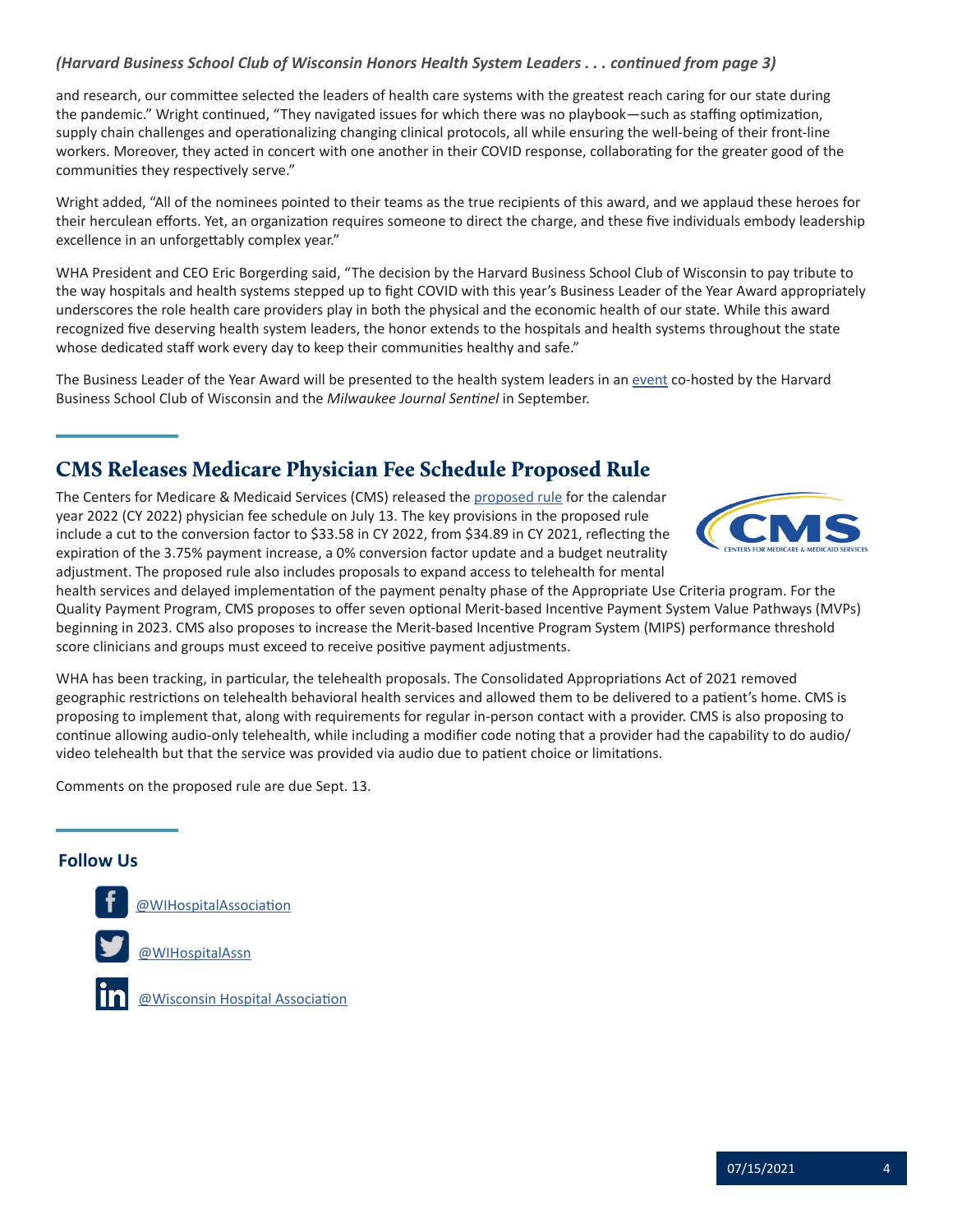*(Harvard Business School Club of Wisconsin Honors Health System Leaders . . . continued from page 3)*

and research, our committee selected the leaders of health care systems with the greatest reach caring for our state during the pandemic." Wright continued, "They navigated issues for which there was no playbook—such as staffing optimization, supply chain challenges and operationalizing changing clinical protocols, all while ensuring the well-being of their front-line workers. Moreover, they acted in concert with one another in their COVID response, collaborating for the greater good of the communities they respectively serve."

Wright added, "All of the nominees pointed to their teams as the true recipients of this award, and we applaud these heroes for their herculean efforts. Yet, an organization requires someone to direct the charge, and these five individuals embody leadership excellence in an unforgettably complex year."

WHA President and CEO Eric Borgerding said, "The decision by the Harvard Business School Club of Wisconsin to pay tribute to the way hospitals and health systems stepped up to fight COVID with this year's Business Leader of the Year Award appropriately underscores the role health care providers play in both the physical and the economic health of our state. While this award recognized five deserving health system leaders, the honor extends to the hospitals and health systems throughout the state whose dedicated staff work every day to keep their communities healthy and safe."

The Business Leader of the Year Award will be presented to the health system leaders in an event co-hosted by the Harvard Business School Club of Wisconsin and the *Milwaukee Journal Sentinel* in September.

## CMS Releases Medicare Physician Fee Schedule Proposed Rule

The Centers for Medicare & Medicaid Services (CMS) released the proposed rule for the calendar year 2022 (CY 2022) physician fee schedule on July 13. The key provisions in the proposed rule include a cut to the conversion factor to $33.58 in CY 2022, from $34.89 in CY 2021, reflecting the expiration of the 3.75% payment increase, a 0% conversion factor update and a budget neutrality adjustment. The proposed rule also includes proposals to expand access to telehealth for mental health services and delayed implementation of the payment penalty phase of the Appropriate Use Criteria program. For the Quality Payment Program, CMS proposes to offer seven optional Merit-based Incentive Payment System Value Pathways (MVPs) beginning in 2023. CMS also proposes to increase the Merit-based Incentive Program System (MIPS) performance threshold score clinicians and groups must exceed to receive positive payment adjustments.

WHA has been tracking, in particular, the telehealth proposals. The Consolidated Appropriations Act of 2021 removed geographic restrictions on telehealth behavioral health services and allowed them to be delivered to a patient's home. CMS is proposing to implement that, along with requirements for regular in-person contact with a provider. CMS is also proposing to continue allowing audio-only telehealth, while including a modifier code noting that a provider had the capability to do audio/video telehealth but that the service was provided via audio due to patient choice or limitations.

Comments on the proposed rule are due Sept. 13.

### Follow Us

@WIHospitalAssociation

@WIHospitalAssn

@Wisconsin Hospital Association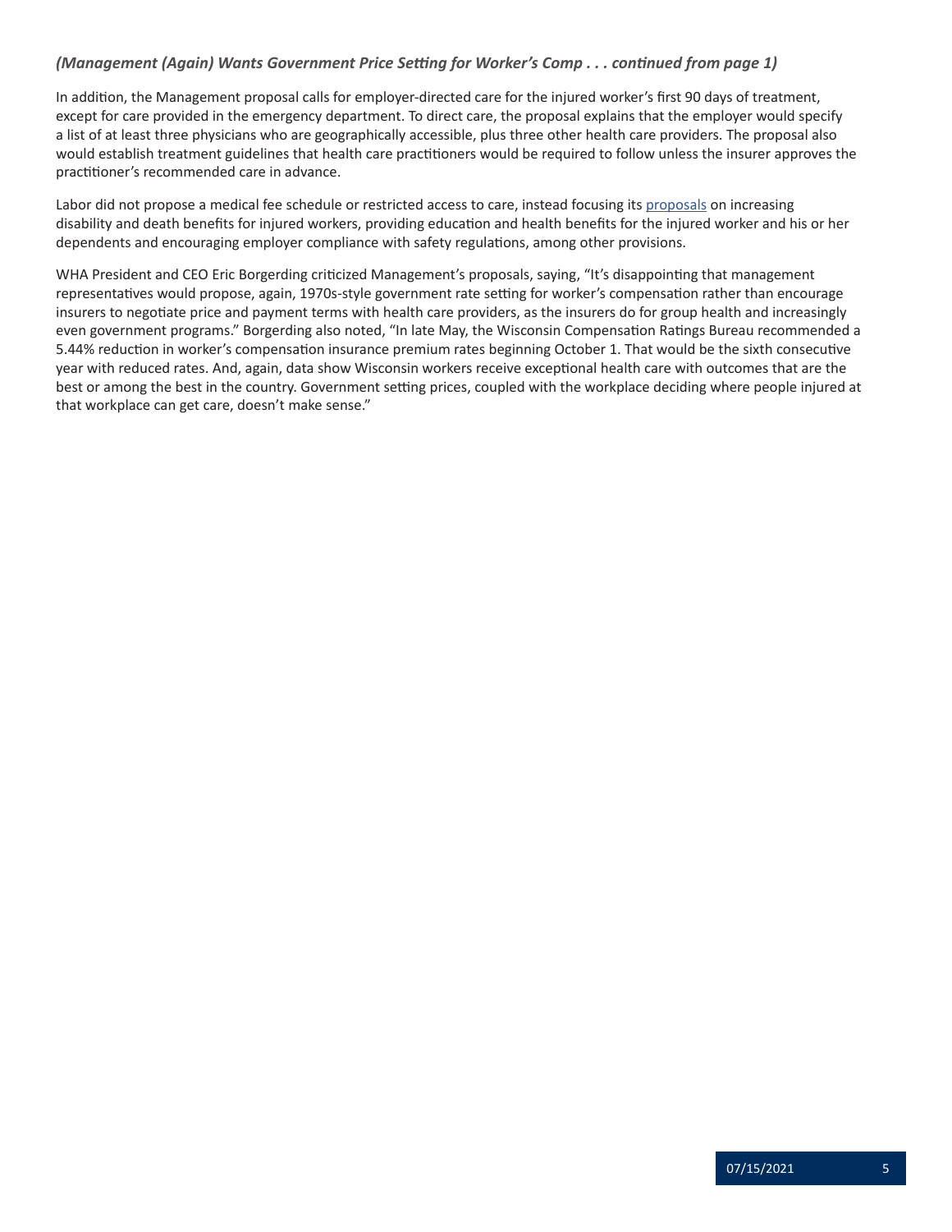*(Management (Again) Wants Government Price Setting for Worker's Comp . . . continued from page 1)*

In addition, the Management proposal calls for employer-directed care for the injured worker's first 90 days of treatment, except for care provided in the emergency department. To direct care, the proposal explains that the employer would specify a list of at least three physicians who are geographically accessible, plus three other health care providers. The proposal also would establish treatment guidelines that health care practitioners would be required to follow unless the insurer approves the practitioner's recommended care in advance.

Labor did not propose a medical fee schedule or restricted access to care, instead focusing its proposals on increasing disability and death benefits for injured workers, providing education and health benefits for the injured worker and his or her dependents and encouraging employer compliance with safety regulations, among other provisions.

WHA President and CEO Eric Borgerding criticized Management's proposals, saying, "It's disappointing that management representatives would propose, again, 1970s-style government rate setting for worker's compensation rather than encourage insurers to negotiate price and payment terms with health care providers, as the insurers do for group health and increasingly even government programs." Borgerding also noted, "In late May, the Wisconsin Compensation Ratings Bureau recommended a 5.44% reduction in worker's compensation insurance premium rates beginning October 1. That would be the sixth consecutive year with reduced rates. And, again, data show Wisconsin workers receive exceptional health care with outcomes that are the best or among the best in the country. Government setting prices, coupled with the workplace deciding where people injured at that workplace can get care, doesn't make sense."